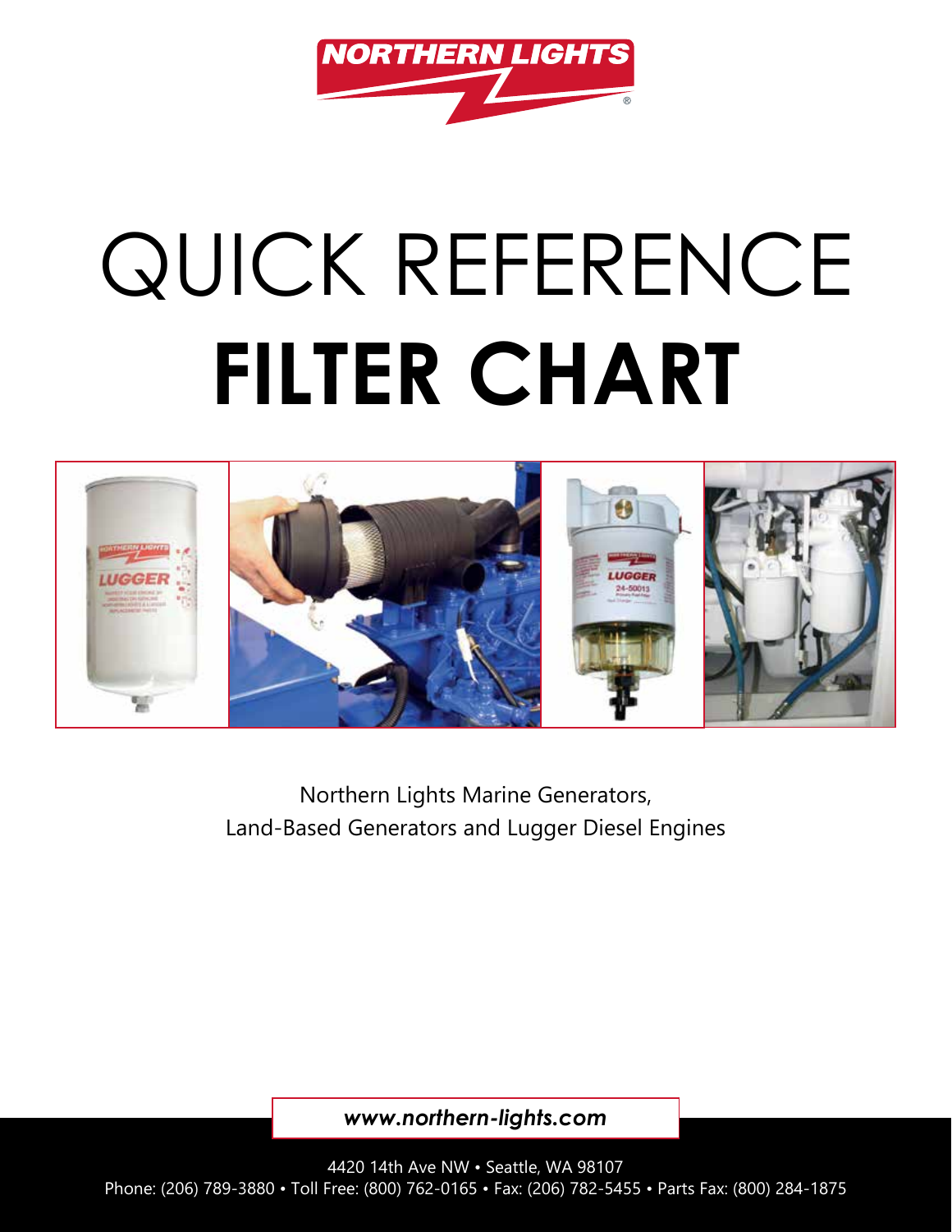# QUICK REFERENCE **FILTER CHART**

Northern Lights Marine Generators,
Land-Based Generators and Lugger Diesel Engines

***www.northern-lights.com***

4420 14th Ave NW • Seattle, WA 98107
Phone: (206) 789-3880 • Toll Free: (800) 762-0165 • Fax: (206) 782-5455 • Parts Fax: (800) 284-1875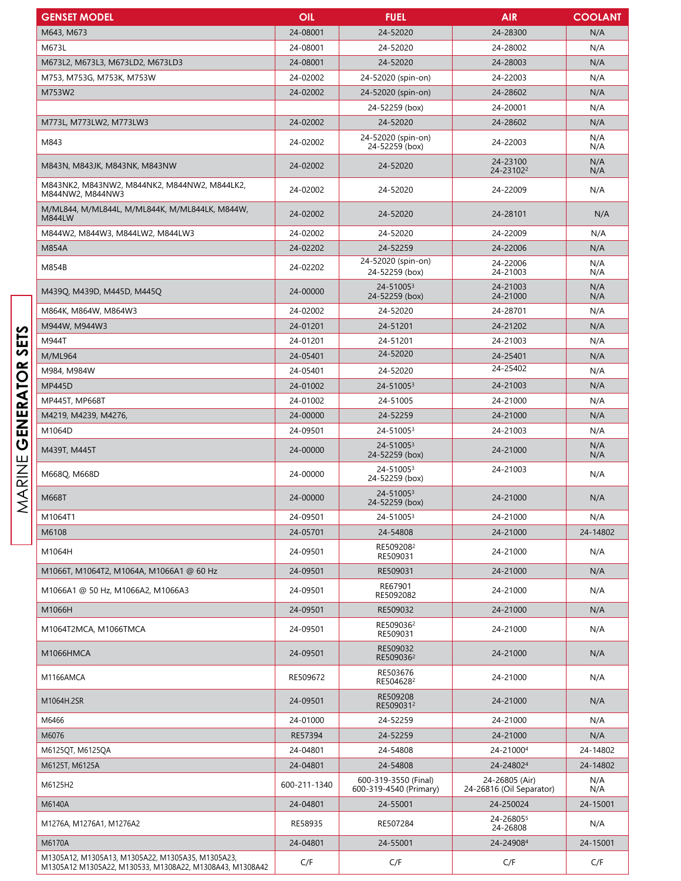MARINE **GENERATOR SETS**

| GENSET MODEL | OIL | FUEL | AIR | COOLANT |
|---|---|---|---|---|
| M643, M673 | 24-08001 | 24-52020 | 24-28300 | N/A |
| M673L | 24-08001 | 24-52020 | 24-28002 | N/A |
| M673L2, M673L3, M673LD2, M673LD3 | 24-08001 | 24-52020 | 24-28003 | N/A |
| M753, M753G, M753K, M753W | 24-02002 | 24-52020 (spin-on) | 24-22003 | N/A |
| M753W2 | 24-02002 | 24-52020 (spin-on) | 24-28602 | N/A |
| | | 24-52259 (box) | 24-20001 | N/A |
| M773L, M773LW2, M773LW3 | 24-02002 | 24-52020 | 24-28602 | N/A |
| M843 | 24-02002 | 24-52020 (spin-on)<br>24-52259 (box) | 24-22003 | N/A<br>N/A |
| M843N, M843JK, M843NK, M843NW | 24-02002 | 24-52020 | 24-23100<br>24-23102[2] | N/A<br>N/A |
| M843NK2, M843NW2, M844NK2, M844LK2, M844NW2, M844NW3 | 24-02002 | 24-52020 | 24-22009 | N/A |
| M/ML844, M/ML844L, M/ML844K, M/ML844LK, M844W, M844LW | 24-02002 | 24-52020 | 24-28101 | N/A |
| M844W2, M844W3, M844LW2, M844LW3 | 24-02002 | 24-52020 | 24-22009 | N/A |
| M854A | 24-02202 | 24-52259 | 24-22006 | N/A |
| M854B | 24-02202 | 24-52020 (spin-on)<br>24-52259 (box) | 24-22006<br>24-21003 | N/A<br>N/A |
| M439Q, M439D, M445D, M445Q | 24-00000 | 24-51005[3]<br>24-52259 (box) | 24-21003<br>24-21000 | N/A<br>N/A |
| M864K, M864W, M864W3 | 24-02002 | 24-52020 | 24-28701 | N/A |
| M944W, M944W3 | 24-01201 | 24-51201 | 24-21202 | N/A |
| M944T | 24-01201 | 24-51201 | 24-21003 | N/A |
| M/ML964 | 24-05401 | 24-52020 | 24-25401 | N/A |
| M984, M984W | 24-05401 | 24-52020 | 24-25402 | N/A |
| MP445D | 24-01002 | 24-51005[3] | 24-21003 | N/A |
| MP445T, MP668T | 24-01002 | 24-51005 | 24-21000 | N/A |
| M4219, M4239, M4276, | 24-00000 | 24-52259 | 24-21000 | N/A |
| M1064D | 24-09501 | 24-51005[3] | 24-21003 | N/A |
| M439T, M445T | 24-00000 | 24-51005[3]<br>24-52259 (box) | 24-21000 | N/A<br>N/A |
| M668Q, M668D | 24-00000 | 24-51005[3]<br>24-52259 (box) | 24-21003 | N/A |
| M668T | 24-00000 | 24-51005[3]<br>24-52259 (box) | 24-21000 | N/A |
| M1064T1 | 24-09501 | 24-51005[3] | 24-21000 | N/A |
| M6108 | 24-05701 | 24-54808 | 24-21000 | 24-14802 |
| M1064H | 24-09501 | RE509208[2]<br>RE509031 | 24-21000 | N/A |
| M1066T, M1064T2, M1064A, M1066A1 @ 60 Hz | 24-09501 | RE509031 | 24-21000 | N/A |
| M1066A1 @ 50 Hz, M1066A2, M1066A3 | 24-09501 | RE67901<br>RE5092082 | 24-21000 | N/A |
| M1066H | 24-09501 | RE509032 | 24-21000 | N/A |
| M1064T2MCA, M1066TMCA | 24-09501 | RE509036[2]<br>RE509031 | 24-21000 | N/A |
| M1066HMCA | 24-09501 | RE509032<br>RE509036[2] | 24-21000 | N/A |
| M1166AMCA | RE509672 | RE503676<br>RE504628[2] | 24-21000 | N/A |
| M1064H.2SR | 24-09501 | RE509208<br>RE509031[2] | 24-21000 | N/A |
| M6466 | 24-01000 | 24-52259 | 24-21000 | N/A |
| M6076 | RE57394 | 24-52259 | 24-21000 | N/A |
| M6125QT, M6125QA | 24-04801 | 24-54808 | 24-21000[4] | 24-14802 |
| M6125T, M6125A | 24-04801 | 24-54808 | 24-24802[4] | 24-14802 |
| M6125H2 | 600-211-1340 | 600-319-3550 (Final)<br>600-319-4540 (Primary) | 24-26805 (Air)<br>24-26816 (Oil Separator) | N/A<br>N/A |
| M6140A | 24-04801 | 24-55001 | 24-250024 | 24-15001 |
| M1276A, M1276A1, M1276A2 | RE58935 | RE507284 | 24-26805[5]<br>24-26808 | N/A |
| M6170A | 24-04801 | 24-55001 | 24-24908[4] | 24-15001 |
| M1305A12, M1305A13, M1305A22, M1305A35, M1305A23, M1305A12 M1305A22, M130533, M1308A22, M1308A43, M1308A42 | C/F | C/F | C/F | C/F |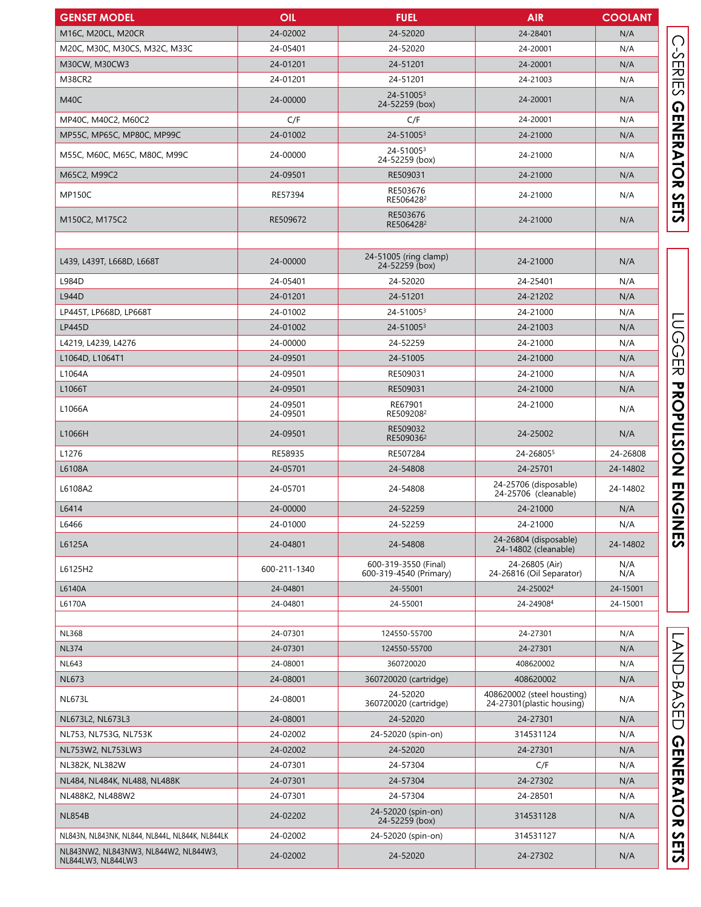| GENSET MODEL | OIL | FUEL | AIR | COOLANT |
|---|---|---|---|---|
| M16C, M20CL, M20CR | 24-02002 | 24-52020 | 24-28401 | N/A |
| M20C, M30C, M30CS, M32C, M33C | 24-05401 | 24-52020 | 24-20001 | N/A |
| M30CW, M30CW3 | 24-01201 | 24-51201 | 24-20001 | N/A |
| M38CR2 | 24-01201 | 24-51201 | 24-21003 | N/A |
| M40C | 24-00000 | 24-51005[3] 24-52259 (box) | 24-20001 | N/A |
| MP40C, M40C2, M60C2 | C/F | C/F | 24-20001 | N/A |
| MP55C, MP65C, MP80C, MP99C | 24-01002 | 24-51005[3] | 24-21000 | N/A |
| M55C, M60C, M65C, M80C, M99C | 24-00000 | 24-51005[3] 24-52259 (box) | 24-21000 | N/A |
| M65C2, M99C2 | 24-09501 | RE509031 | 24-21000 | N/A |
| MP150C | RE57394 | RE503676 RE506428[2] | 24-21000 | N/A |
| M150C2, M175C2 | RE509672 | RE503676 RE506428[2] | 24-21000 | N/A |
| | | | | |
| L439, L439T, L668D, L668T | 24-00000 | 24-51005 (ring clamp) 24-52259 (box) | 24-21000 | N/A |
| L984D | 24-05401 | 24-52020 | 24-25401 | N/A |
| L944D | 24-01201 | 24-51201 | 24-21202 | N/A |
| LP445T, LP668D, LP668T | 24-01002 | 24-51005[3] | 24-21000 | N/A |
| LP445D | 24-01002 | 24-51005[3] | 24-21003 | N/A |
| L4219, L4239, L4276 | 24-00000 | 24-52259 | 24-21000 | N/A |
| L1064D, L1064T1 | 24-09501 | 24-51005 | 24-21000 | N/A |
| L1064A | 24-09501 | RE509031 | 24-21000 | N/A |
| L1066T | 24-09501 | RE509031 | 24-21000 | N/A |
| L1066A | 24-09501 24-09501 | RE67901 RE509208[2] | 24-21000 | N/A |
| L1066H | 24-09501 | RE509032 RE509036[2] | 24-25002 | N/A |
| L1276 | RE58935 | RE507284 | 24-26805[5] | 24-26808 |
| L6108A | 24-05701 | 24-54808 | 24-25701 | 24-14802 |
| L6108A2 | 24-05701 | 24-54808 | 24-25706 (disposable) 24-25706 (cleanable) | 24-14802 |
| L6414 | 24-00000 | 24-52259 | 24-21000 | N/A |
| L6466 | 24-01000 | 24-52259 | 24-21000 | N/A |
| L6125A | 24-04801 | 24-54808 | 24-26804 (disposable) 24-14802 (cleanable) | 24-14802 |
| L6125H2 | 600-211-1340 | 600-319-3550 (Final) 600-319-4540 (Primary) | 24-26805 (Air) 24-26816 (Oil Separator) | N/A N/A |
| L6140A | 24-04801 | 24-55001 | 24-25002[4] | 24-15001 |
| L6170A | 24-04801 | 24-55001 | 24-24908[4] | 24-15001 |
| | | | | |
| NL368 | 24-07301 | 124550-55700 | 24-27301 | N/A |
| NL374 | 24-07301 | 124550-55700 | 24-27301 | N/A |
| NL643 | 24-08001 | 360720020 | 408620002 | N/A |
| NL673 | 24-08001 | 360720020 (cartridge) | 408620002 | N/A |
| NL673L | 24-08001 | 24-52020 360720020 (cartridge) | 408620002 (steel housing) 24-27301(plastic housing) | N/A |
| NL673L2, NL673L3 | 24-08001 | 24-52020 | 24-27301 | N/A |
| NL753, NL753G, NL753K | 24-02002 | 24-52020 (spin-on) | 314531124 | N/A |
| NL753W2, NL753LW3 | 24-02002 | 24-52020 | 24-27301 | N/A |
| NL382K, NL382W | 24-07301 | 24-57304 | C/F | N/A |
| NL484, NL484K, NL488, NL488K | 24-07301 | 24-57304 | 24-27302 | N/A |
| NL488K2, NL488W2 | 24-07301 | 24-57304 | 24-28501 | N/A |
| NL854B | 24-02202 | 24-52020 (spin-on) 24-52259 (box) | 314531128 | N/A |
| NL843N, NL843NK, NL844, NL844L, NL844K, NL844LK | 24-02002 | 24-52020 (spin-on) | 314531127 | N/A |
| NL843NW2, NL843NW3, NL844W2, NL844W3, NL844LW3, NL844LW3 | 24-02002 | 24-52020 | 24-27302 | N/A |

C-SERIES **GENERATOR SETS**

LUGGER **PROPULSION ENGINES**

LAND-BASED **GENERATOR SETS**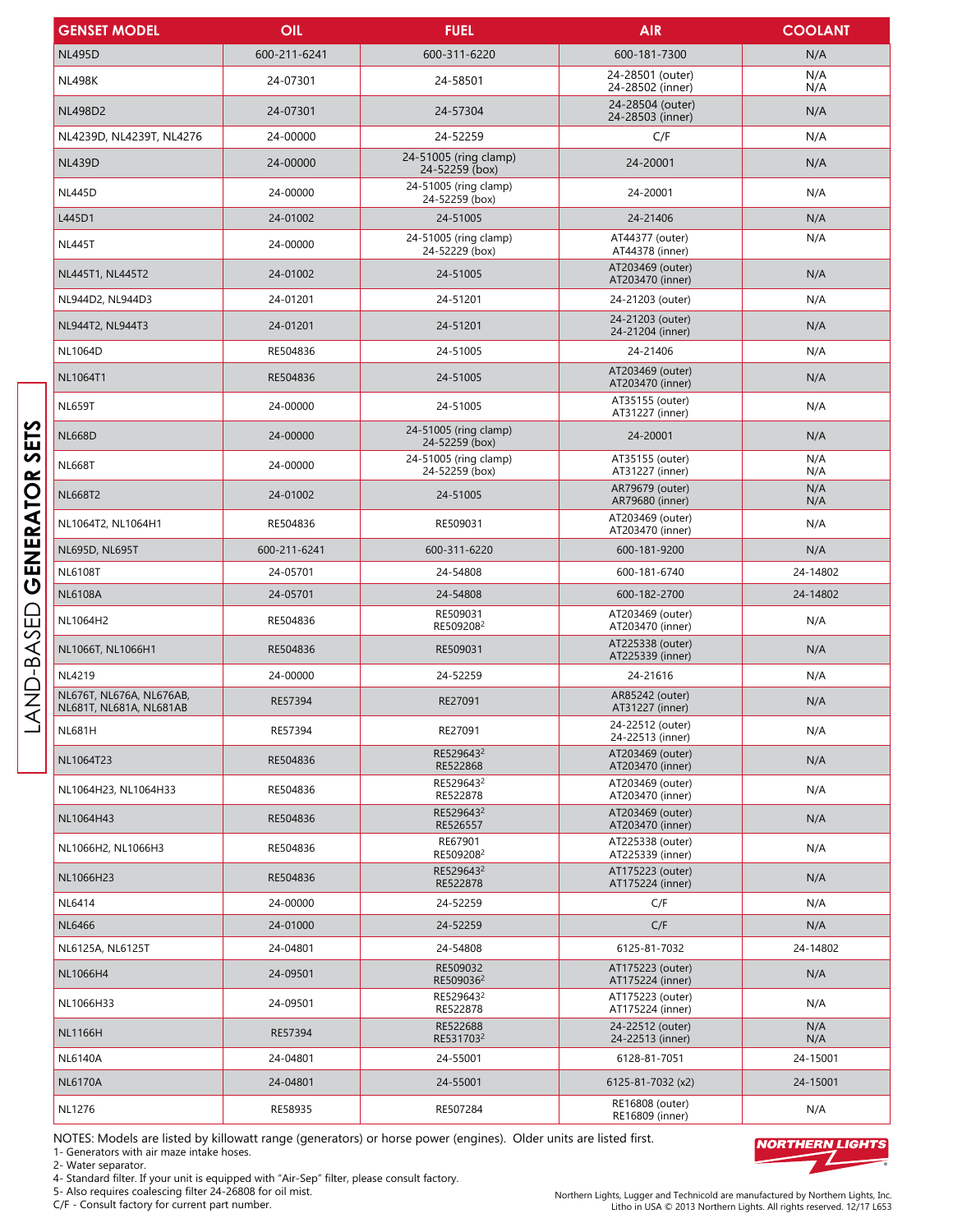| GENSET MODEL | OIL | FUEL | AIR | COOLANT |
| --- | --- | --- | --- | --- |
| NL495D | 600-211-6241 | 600-311-6220 | 600-181-7300 | N/A |
| NL498K | 24-07301 | 24-58501 | 24-28501 (outer) 24-28502 (inner) | N/A N/A |
| NL498D2 | 24-07301 | 24-57304 | 24-28504 (outer) 24-28503 (inner) | N/A |
| NL4239D, NL4239T, NL4276 | 24-00000 | 24-52259 | C/F | N/A |
| NL439D | 24-00000 | 24-51005 (ring clamp) 24-52259 (box) | 24-20001 | N/A |
| NL445D | 24-00000 | 24-51005 (ring clamp) 24-52259 (box) | 24-20001 | N/A |
| L445D1 | 24-01002 | 24-51005 | 24-21406 | N/A |
| NL445T | 24-00000 | 24-51005 (ring clamp) 24-52229 (box) | AT44377 (outer) AT44378 (inner) | N/A |
| NL445T1, NL445T2 | 24-01002 | 24-51005 | AT203469 (outer) AT203470 (inner) | N/A |
| NL944D2, NL944D3 | 24-01201 | 24-51201 | 24-21203 (outer) | N/A |
| NL944T2, NL944T3 | 24-01201 | 24-51201 | 24-21203 (outer) 24-21204 (inner) | N/A |
| NL1064D | RE504836 | 24-51005 | 24-21406 | N/A |
| NL1064T1 | RE504836 | 24-51005 | AT203469 (outer) AT203470 (inner) | N/A |
| NL659T | 24-00000 | 24-51005 | AT35155 (outer) AT31227 (inner) | N/A |
| NL668D | 24-00000 | 24-51005 (ring clamp) 24-52259 (box) | 24-20001 | N/A |
| NL668T | 24-00000 | 24-51005 (ring clamp) 24-52259 (box) | AT35155 (outer) AT31227 (inner) | N/A N/A |
| NL668T2 | 24-01002 | 24-51005 | AR79679 (outer) AR79680 (inner) | N/A N/A |
| NL1064T2, NL1064H1 | RE504836 | RE509031 | AT203469 (outer) AT203470 (inner) | N/A |
| NL695D, NL695T | 600-211-6241 | 600-311-6220 | 600-181-9200 | N/A |
| NL6108T | 24-05701 | 24-54808 | 600-181-6740 | 24-14802 |
| NL6108A | 24-05701 | 24-54808 | 600-182-2700 | 24-14802 |
| NL1064H2 | RE504836 | RE509031 RE509208[2] | AT203469 (outer) AT203470 (inner) | N/A |
| NL1066T, NL1066H1 | RE504836 | RE509031 | AT225338 (outer) AT225339 (inner) | N/A |
| NL4219 | 24-00000 | 24-52259 | 24-21616 | N/A |
| NL676T, NL676A, NL676AB, NL681T, NL681A, NL681AB | RE57394 | RE27091 | AR85242 (outer) AT31227 (inner) | N/A |
| NL681H | RE57394 | RE27091 | 24-22512 (outer) 24-22513 (inner) | N/A |
| NL1064T23 | RE504836 | RE529643[2] RE522868 | AT203469 (outer) AT203470 (inner) | N/A |
| NL1064H23, NL1064H33 | RE504836 | RE529643[2] RE522878 | AT203469 (outer) AT203470 (inner) | N/A |
| NL1064H43 | RE504836 | RE529643[2] RE526557 | AT203469 (outer) AT203470 (inner) | N/A |
| NL1066H2, NL1066H3 | RE504836 | RE67901 RE509208[2] | AT225338 (outer) AT225339 (inner) | N/A |
| NL1066H23 | RE504836 | RE529643[2] RE522878 | AT175223 (outer) AT175224 (inner) | N/A |
| NL6414 | 24-00000 | 24-52259 | C/F | N/A |
| NL6466 | 24-01000 | 24-52259 | C/F | N/A |
| NL6125A, NL6125T | 24-04801 | 24-54808 | 6125-81-7032 | 24-14802 |
| NL1066H4 | 24-09501 | RE509032 RE509036[2] | AT175223 (outer) AT175224 (inner) | N/A |
| NL1066H33 | 24-09501 | RE529643[2] RE522878 | AT175223 (outer) AT175224 (inner) | N/A |
| NL1166H | RE57394 | RE522688 RE531703[2] | 24-22512 (outer) 24-22513 (inner) | N/A N/A |
| NL6140A | 24-04801 | 24-55001 | 6128-81-7051 | 24-15001 |
| NL6170A | 24-04801 | 24-55001 | 6125-81-7032 (x2) | 24-15001 |
| NL1276 | RE58935 | RE507284 | RE16808 (outer) RE16809 (inner) | N/A |

LAND-BASED **GENERATOR SETS**

NOTES: Models are listed by killowatt range (generators) or horse power (engines). Older units are listed first.
1- Generators with air maze intake hoses.
2- Water separator.
4- Standard filter. If your unit is equipped with "Air-Sep" filter, please consult factory.
5- Also requires coalescing filter 24-26808 for oil mist.
C/F - Consult factory for current part number.

NORTHERN LIGHTS

Northern Lights, Lugger and Technicold are manufactured by Northern Lights, Inc.
Litho in USA © 2013 Northern Lights. All rights reserved. 12/17 L653